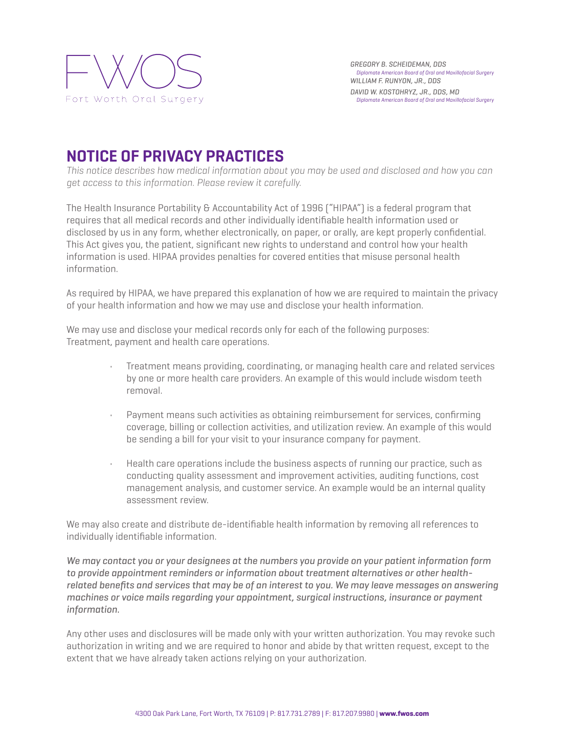FWOS
Fort Worth Oral Surgery

*GREGORY B. SCHEIDEMAN, DDS*
*Diplomate American Board of Oral and Maxillofacial Surgery*
*WILLIAM F. RUNYON, JR., DDS*
*DAVID W. KOSTOHRYZ, JR., DDS, MD*
*Diplomate American Board of Oral and Maxillofacial Surgery*

# NOTICE OF PRIVACY PRACTICES

*This notice describes how medical information about you may be used and disclosed and how you can get access to this information. Please review it carefully.*

The Health Insurance Portability & Accountability Act of 1996 ("HIPAA") is a federal program that requires that all medical records and other individually identifiable health information used or disclosed by us in any form, whether electronically, on paper, or orally, are kept properly confidential. This Act gives you, the patient, significant new rights to understand and control how your health information is used. HIPAA provides penalties for covered entities that misuse personal health information.

As required by HIPAA, we have prepared this explanation of how we are required to maintain the privacy of your health information and how we may use and disclose your health information.

We may use and disclose your medical records only for each of the following purposes: Treatment, payment and health care operations.

- Treatment means providing, coordinating, or managing health care and related services by one or more health care providers. An example of this would include wisdom teeth removal.
- Payment means such activities as obtaining reimbursement for services, confirming coverage, billing or collection activities, and utilization review. An example of this would be sending a bill for your visit to your insurance company for payment.
- Health care operations include the business aspects of running our practice, such as conducting quality assessment and improvement activities, auditing functions, cost management analysis, and customer service. An example would be an internal quality assessment review.

We may also create and distribute de-identifiable health information by removing all references to individually identifiable information.

*We may contact you or your designees at the numbers you provide on your patient information form to provide appointment reminders or information about treatment alternatives or other health-related benefits and services that may be of an interest to you. We may leave messages on answering machines or voice mails regarding your appointment, surgical instructions, insurance or payment information.*

Any other uses and disclosures will be made only with your written authorization. You may revoke such authorization in writing and we are required to honor and abide by that written request, except to the extent that we have already taken actions relying on your authorization.

4300 Oak Park Lane, Fort Worth, TX 76109 | P: 817.731.2789 | F: 817.207.9980 | **www.fwos.com**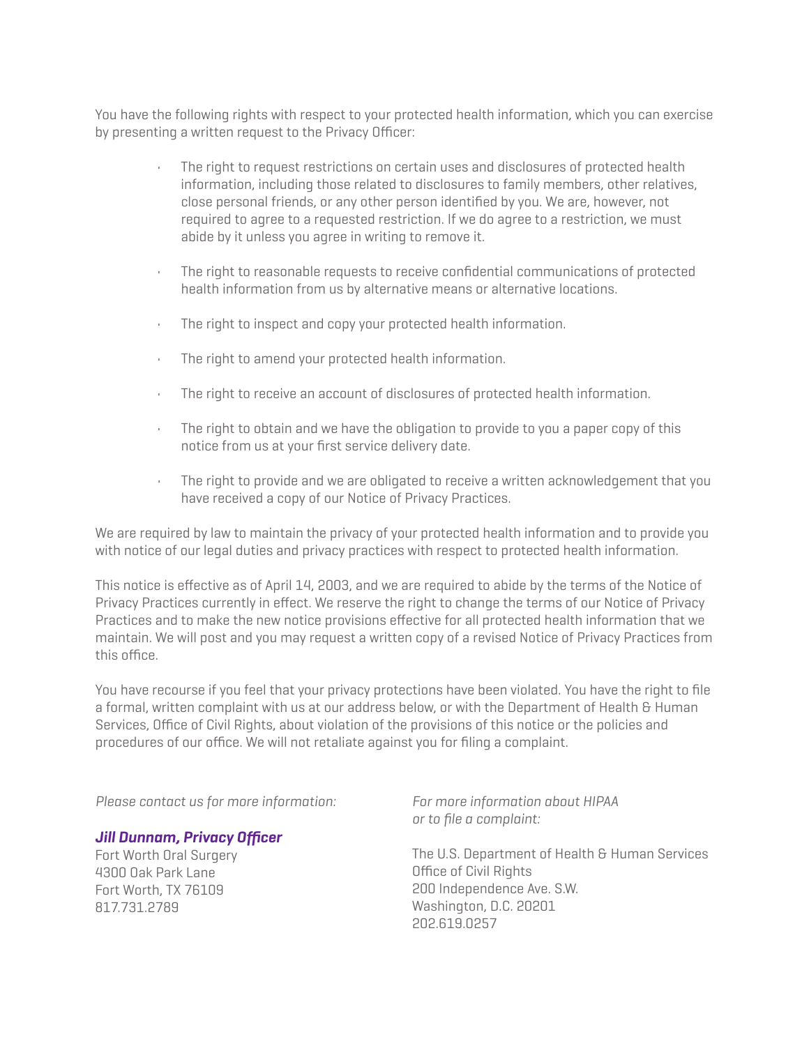You have the following rights with respect to your protected health information, which you can exercise by presenting a written request to the Privacy Officer:

- The right to request restrictions on certain uses and disclosures of protected health information, including those related to disclosures to family members, other relatives, close personal friends, or any other person identified by you. We are, however, not required to agree to a requested restriction. If we do agree to a restriction, we must abide by it unless you agree in writing to remove it.
- The right to reasonable requests to receive confidential communications of protected health information from us by alternative means or alternative locations.
- The right to inspect and copy your protected health information.
- The right to amend your protected health information.
- The right to receive an account of disclosures of protected health information.
- The right to obtain and we have the obligation to provide to you a paper copy of this notice from us at your first service delivery date.
- The right to provide and we are obligated to receive a written acknowledgement that you have received a copy of our Notice of Privacy Practices.

We are required by law to maintain the privacy of your protected health information and to provide you with notice of our legal duties and privacy practices with respect to protected health information.

This notice is effective as of April 14, 2003, and we are required to abide by the terms of the Notice of Privacy Practices currently in effect. We reserve the right to change the terms of our Notice of Privacy Practices and to make the new notice provisions effective for all protected health information that we maintain. We will post and you may request a written copy of a revised Notice of Privacy Practices from this office.

You have recourse if you feel that your privacy protections have been violated. You have the right to file a formal, written complaint with us at our address below, or with the Department of Health & Human Services, Office of Civil Rights, about violation of the provisions of this notice or the policies and procedures of our office. We will not retaliate against you for filing a complaint.

*Please contact us for more information:*

***Jill Dunnam, Privacy Officer***
Fort Worth Oral Surgery
4300 Oak Park Lane
Fort Worth, TX 76109
817.731.2789

*For more information about HIPAA or to file a complaint:*

The U.S. Department of Health & Human Services
Office of Civil Rights
200 Independence Ave. S.W.
Washington, D.C. 20201
202.619.0257